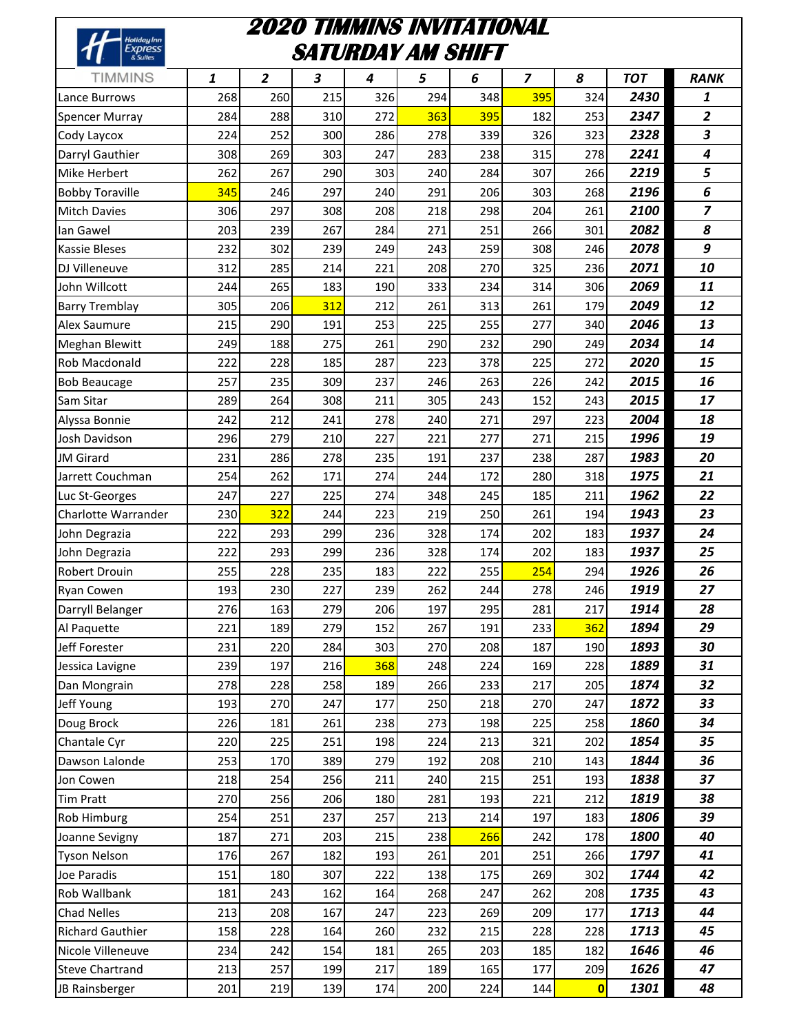# 2020 TIMMINS INVITATIONAL
## SATURDAY AM SHIFT

| TIMMINS | 1 | 2 | 3 | 4 | 5 | 6 | 7 | 8 | TOT | RANK |
|---|---|---|---|---|---|---|---|---|---|---|
| Lance Burrows | 268 | 260 | 215 | 326 | 294 | 348 | 395 | 324 | **2430** | **1** |
| Spencer Murray | 284 | 288 | 310 | 272 | 363 | 395 | 182 | 253 | **2347** | **2** |
| Cody Laycox | 224 | 252 | 300 | 286 | 278 | 339 | 326 | 323 | **2328** | **3** |
| Darryl Gauthier | 308 | 269 | 303 | 247 | 283 | 238 | 315 | 278 | **2241** | **4** |
| Mike Herbert | 262 | 267 | 290 | 303 | 240 | 284 | 307 | 266 | **2219** | **5** |
| Bobby Toraville | 345 | 246 | 297 | 240 | 291 | 206 | 303 | 268 | **2196** | **6** |
| Mitch Davies | 306 | 297 | 308 | 208 | 218 | 298 | 204 | 261 | **2100** | **7** |
| Ian Gawel | 203 | 239 | 267 | 284 | 271 | 251 | 266 | 301 | **2082** | **8** |
| Kassie Bleses | 232 | 302 | 239 | 249 | 243 | 259 | 308 | 246 | **2078** | **9** |
| DJ Villeneuve | 312 | 285 | 214 | 221 | 208 | 270 | 325 | 236 | **2071** | **10** |
| John Willcott | 244 | 265 | 183 | 190 | 333 | 234 | 314 | 306 | **2069** | **11** |
| Barry Tremblay | 305 | 206 | 312 | 212 | 261 | 313 | 261 | 179 | **2049** | **12** |
| Alex Saumure | 215 | 290 | 191 | 253 | 225 | 255 | 277 | 340 | **2046** | **13** |
| Meghan Blewitt | 249 | 188 | 275 | 261 | 290 | 232 | 290 | 249 | **2034** | **14** |
| Rob Macdonald | 222 | 228 | 185 | 287 | 223 | 378 | 225 | 272 | **2020** | **15** |
| Bob Beaucage | 257 | 235 | 309 | 237 | 246 | 263 | 226 | 242 | **2015** | **16** |
| Sam Sitar | 289 | 264 | 308 | 211 | 305 | 243 | 152 | 243 | **2015** | **17** |
| Alyssa Bonnie | 242 | 212 | 241 | 278 | 240 | 271 | 297 | 223 | **2004** | **18** |
| Josh Davidson | 296 | 279 | 210 | 227 | 221 | 277 | 271 | 215 | **1996** | **19** |
| JM Girard | 231 | 286 | 278 | 235 | 191 | 237 | 238 | 287 | **1983** | **20** |
| Jarrett Couchman | 254 | 262 | 171 | 274 | 244 | 172 | 280 | 318 | **1975** | **21** |
| Luc St-Georges | 247 | 227 | 225 | 274 | 348 | 245 | 185 | 211 | **1962** | **22** |
| Charlotte Warrander | 230 | 322 | 244 | 223 | 219 | 250 | 261 | 194 | **1943** | **23** |
| John Degrazia | 222 | 293 | 299 | 236 | 328 | 174 | 202 | 183 | **1937** | **24** |
| John Degrazia | 222 | 293 | 299 | 236 | 328 | 174 | 202 | 183 | **1937** | **25** |
| Robert Drouin | 255 | 228 | 235 | 183 | 222 | 255 | 254 | 294 | **1926** | **26** |
| Ryan Cowen | 193 | 230 | 227 | 239 | 262 | 244 | 278 | 246 | **1919** | **27** |
| Darryll Belanger | 276 | 163 | 279 | 206 | 197 | 295 | 281 | 217 | **1914** | **28** |
| Al Paquette | 221 | 189 | 279 | 152 | 267 | 191 | 233 | 362 | **1894** | **29** |
| Jeff Forester | 231 | 220 | 284 | 303 | 270 | 208 | 187 | 190 | **1893** | **30** |
| Jessica Lavigne | 239 | 197 | 216 | 368 | 248 | 224 | 169 | 228 | **1889** | **31** |
| Dan Mongrain | 278 | 228 | 258 | 189 | 266 | 233 | 217 | 205 | **1874** | **32** |
| Jeff Young | 193 | 270 | 247 | 177 | 250 | 218 | 270 | 247 | **1872** | **33** |
| Doug Brock | 226 | 181 | 261 | 238 | 273 | 198 | 225 | 258 | **1860** | **34** |
| Chantale Cyr | 220 | 225 | 251 | 198 | 224 | 213 | 321 | 202 | **1854** | **35** |
| Dawson Lalonde | 253 | 170 | 389 | 279 | 192 | 208 | 210 | 143 | **1844** | **36** |
| Jon Cowen | 218 | 254 | 256 | 211 | 240 | 215 | 251 | 193 | **1838** | **37** |
| Tim Pratt | 270 | 256 | 206 | 180 | 281 | 193 | 221 | 212 | **1819** | **38** |
| Rob Himburg | 254 | 251 | 237 | 257 | 213 | 214 | 197 | 183 | **1806** | **39** |
| Joanne Sevigny | 187 | 271 | 203 | 215 | 238 | 266 | 242 | 178 | **1800** | **40** |
| Tyson Nelson | 176 | 267 | 182 | 193 | 261 | 201 | 251 | 266 | **1797** | **41** |
| Joe Paradis | 151 | 180 | 307 | 222 | 138 | 175 | 269 | 302 | **1744** | **42** |
| Rob Wallbank | 181 | 243 | 162 | 164 | 268 | 247 | 262 | 208 | **1735** | **43** |
| Chad Nelles | 213 | 208 | 167 | 247 | 223 | 269 | 209 | 177 | **1713** | **44** |
| Richard Gauthier | 158 | 228 | 164 | 260 | 232 | 215 | 228 | 228 | **1713** | **45** |
| Nicole Villeneuve | 234 | 242 | 154 | 181 | 265 | 203 | 185 | 182 | **1646** | **46** |
| Steve Chartrand | 213 | 257 | 199 | 217 | 189 | 165 | 177 | 209 | **1626** | **47** |
| JB Rainsberger | 201 | 219 | 139 | 174 | 200 | 224 | 144 | 0 | **1301** | **48** |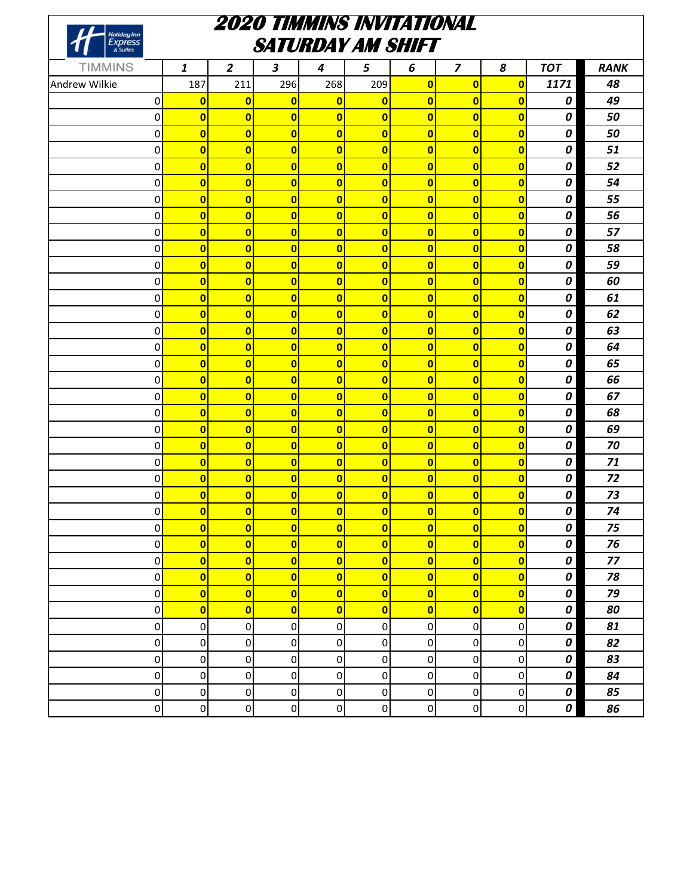# 2020 TIMMINS INVITATIONAL
## SATURDAY AM SHIFT

TIMMINS

| | 1 | 2 | 3 | 4 | 5 | 6 | 7 | 8 | TOT | RANK |
|---|---|---|---|---|---|---|---|---|---|---|
| Andrew Wilkie | 187 | 211 | 296 | 268 | 209 | 0 | 0 | 0 | 1171 | 48 |
| 0 | 0 | 0 | 0 | 0 | 0 | 0 | 0 | 0 | 0 | 49 |
| 0 | 0 | 0 | 0 | 0 | 0 | 0 | 0 | 0 | 0 | 50 |
| 0 | 0 | 0 | 0 | 0 | 0 | 0 | 0 | 0 | 0 | 50 |
| 0 | 0 | 0 | 0 | 0 | 0 | 0 | 0 | 0 | 0 | 51 |
| 0 | 0 | 0 | 0 | 0 | 0 | 0 | 0 | 0 | 0 | 52 |
| 0 | 0 | 0 | 0 | 0 | 0 | 0 | 0 | 0 | 0 | 54 |
| 0 | 0 | 0 | 0 | 0 | 0 | 0 | 0 | 0 | 0 | 55 |
| 0 | 0 | 0 | 0 | 0 | 0 | 0 | 0 | 0 | 0 | 56 |
| 0 | 0 | 0 | 0 | 0 | 0 | 0 | 0 | 0 | 0 | 57 |
| 0 | 0 | 0 | 0 | 0 | 0 | 0 | 0 | 0 | 0 | 58 |
| 0 | 0 | 0 | 0 | 0 | 0 | 0 | 0 | 0 | 0 | 59 |
| 0 | 0 | 0 | 0 | 0 | 0 | 0 | 0 | 0 | 0 | 60 |
| 0 | 0 | 0 | 0 | 0 | 0 | 0 | 0 | 0 | 0 | 61 |
| 0 | 0 | 0 | 0 | 0 | 0 | 0 | 0 | 0 | 0 | 62 |
| 0 | 0 | 0 | 0 | 0 | 0 | 0 | 0 | 0 | 0 | 63 |
| 0 | 0 | 0 | 0 | 0 | 0 | 0 | 0 | 0 | 0 | 64 |
| 0 | 0 | 0 | 0 | 0 | 0 | 0 | 0 | 0 | 0 | 65 |
| 0 | 0 | 0 | 0 | 0 | 0 | 0 | 0 | 0 | 0 | 66 |
| 0 | 0 | 0 | 0 | 0 | 0 | 0 | 0 | 0 | 0 | 67 |
| 0 | 0 | 0 | 0 | 0 | 0 | 0 | 0 | 0 | 0 | 68 |
| 0 | 0 | 0 | 0 | 0 | 0 | 0 | 0 | 0 | 0 | 69 |
| 0 | 0 | 0 | 0 | 0 | 0 | 0 | 0 | 0 | 0 | 70 |
| 0 | 0 | 0 | 0 | 0 | 0 | 0 | 0 | 0 | 0 | 71 |
| 0 | 0 | 0 | 0 | 0 | 0 | 0 | 0 | 0 | 0 | 72 |
| 0 | 0 | 0 | 0 | 0 | 0 | 0 | 0 | 0 | 0 | 73 |
| 0 | 0 | 0 | 0 | 0 | 0 | 0 | 0 | 0 | 0 | 74 |
| 0 | 0 | 0 | 0 | 0 | 0 | 0 | 0 | 0 | 0 | 75 |
| 0 | 0 | 0 | 0 | 0 | 0 | 0 | 0 | 0 | 0 | 76 |
| 0 | 0 | 0 | 0 | 0 | 0 | 0 | 0 | 0 | 0 | 77 |
| 0 | 0 | 0 | 0 | 0 | 0 | 0 | 0 | 0 | 0 | 78 |
| 0 | 0 | 0 | 0 | 0 | 0 | 0 | 0 | 0 | 0 | 79 |
| 0 | 0 | 0 | 0 | 0 | 0 | 0 | 0 | 0 | 0 | 80 |
| 0 | 0 | 0 | 0 | 0 | 0 | 0 | 0 | 0 | 0 | 81 |
| 0 | 0 | 0 | 0 | 0 | 0 | 0 | 0 | 0 | 0 | 82 |
| 0 | 0 | 0 | 0 | 0 | 0 | 0 | 0 | 0 | 0 | 83 |
| 0 | 0 | 0 | 0 | 0 | 0 | 0 | 0 | 0 | 0 | 84 |
| 0 | 0 | 0 | 0 | 0 | 0 | 0 | 0 | 0 | 0 | 85 |
| 0 | 0 | 0 | 0 | 0 | 0 | 0 | 0 | 0 | 0 | 86 |